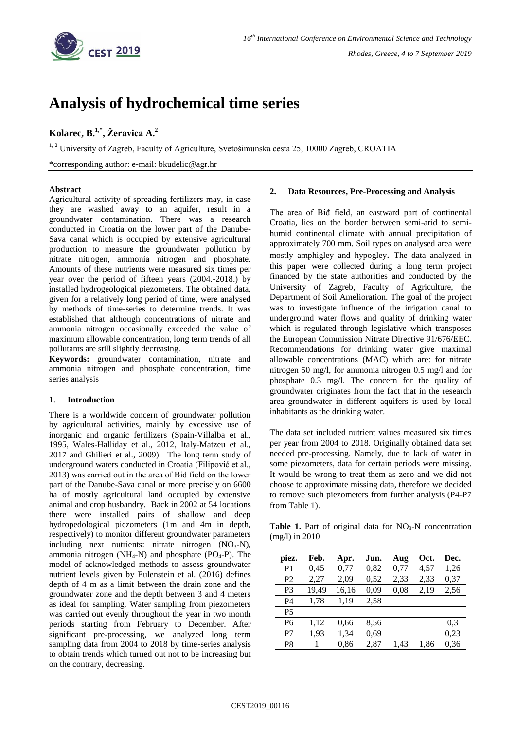# Analysis of hydrochemical time series

**Kolarec, B.[1,*], Žeravica A.[2]**

[1, 2] University of Zagreb, Faculty of Agriculture, Svetošimunska cesta 25, 10000 Zagreb, CROATIA

*corresponding author: e-mail: bkudelic@agr.hr

**Abstract**

Agricultural activity of spreading fertilizers may, in case they are washed away to an aquifer, result in a groundwater contamination. There was a research conducted in Croatia on the lower part of the Danube-Sava canal which is occupied by extensive agricultural production to measure the groundwater pollution by nitrate nitrogen, ammonia nitrogen and phosphate. Amounts of these nutrients were measured six times per year over the period of fifteen years (2004.-2018.) by installed hydrogeological piezometers. The obtained data, given for a relatively long period of time, were analysed by methods of time-series to determine trends. It was established that although concentrations of nitrate and ammonia nitrogen occasionally exceeded the value of maximum allowable concentration, long term trends of all pollutants are still slightly decreasing.

**Keywords:** groundwater contamination, nitrate and ammonia nitrogen and phosphate concentration, time series analysis

## 1. Introduction

There is a worldwide concern of groundwater pollution by agricultural activities, mainly by excessive use of inorganic and organic fertilizers (Spain-Villalba et al., 1995, Wales-Halliday et al., 2012, Italy-Matzeu et al., 2017 and Ghilieri et al., 2009). The long term study of underground waters conducted in Croatia (Filipović et al., 2013) was carried out in the area of Biđ field on the lower part of the Danube-Sava canal or more precisely on 6600 ha of mostly agricultural land occupied by extensive animal and crop husbandry. Back in 2002 at 54 locations there were installed pairs of shallow and deep hydropedological piezometers (1m and 4m in depth, respectively) to monitor different groundwater parameters including next nutrients: nitrate nitrogen ($NO_3$-N), ammonia nitrogen ($NH_4$-N) and phosphate ($PO_4$-P). The model of acknowledged methods to assess groundwater nutrient levels given by Eulenstein et al. (2016) defines depth of 4 m as a limit between the drain zone and the groundwater zone and the depth between 3 and 4 meters as ideal for sampling. Water sampling from piezometers was carried out evenly throughout the year in two month periods starting from February to December. After significant pre-processing, we analyzed long term sampling data from 2004 to 2018 by time-series analysis to obtain trends which turned out not to be increasing but on the contrary, decreasing.

## 2. Data Resources, Pre-Processing and Analysis

The area of Biđ field, an eastward part of continental Croatia, lies on the border between semi-arid to semi-humid continental climate with annual precipitation of approximately 700 mm. Soil types on analysed area were mostly amphigley and hypogley. The data analyzed in this paper were collected during a long term project financed by the state authorities and conducted by the University of Zagreb, Faculty of Agriculture, the Department of Soil Amelioration. The goal of the project was to investigate influence of the irrigation canal to underground water flows and quality of drinking water which is regulated through legislative which transposes the European Commission Nitrate Directive 91/676/EEC. Recommendations for drinking water give maximal allowable concentrations (MAC) which are: for nitrate nitrogen 50 mg/l, for ammonia nitrogen 0.5 mg/l and for phosphate 0.3 mg/l. The concern for the quality of groundwater originates from the fact that in the research area groundwater in different aquifers is used by local inhabitants as the drinking water.

The data set included nutrient values measured six times per year from 2004 to 2018. Originally obtained data set needed pre-processing. Namely, due to lack of water in some piezometers, data for certain periods were missing. It would be wrong to treat them as zero and we did not choose to approximate missing data, therefore we decided to remove such piezometers from further analysis (P4-P7 from Table 1).

**Table 1.** Part of original data for $NO_3$-N concentration (mg/l) in 2010

| piez. | Feb. | Apr. | Jun. | Aug | Oct. | Dec. |
|---|---|---|---|---|---|---|
| P1 | 0,45 | 0,77 | 0,82 | 0,77 | 4,57 | 1,26 |
| P2 | 2,27 | 2,09 | 0,52 | 2,33 | 2,33 | 0,37 |
| P3 | 19,49 | 16,16 | 0,09 | 0,08 | 2,19 | 2,56 |
| P4 | 1,78 | 1,19 | 2,58 | | | |
| P5 | | | | | | |
| P6 | 1,12 | 0,66 | 8,56 | | | 0,3 |
| P7 | 1,93 | 1,34 | 0,69 | | | 0,23 |
| P8 | 1 | 0,86 | 2,87 | 1,43 | 1,86 | 0,36 |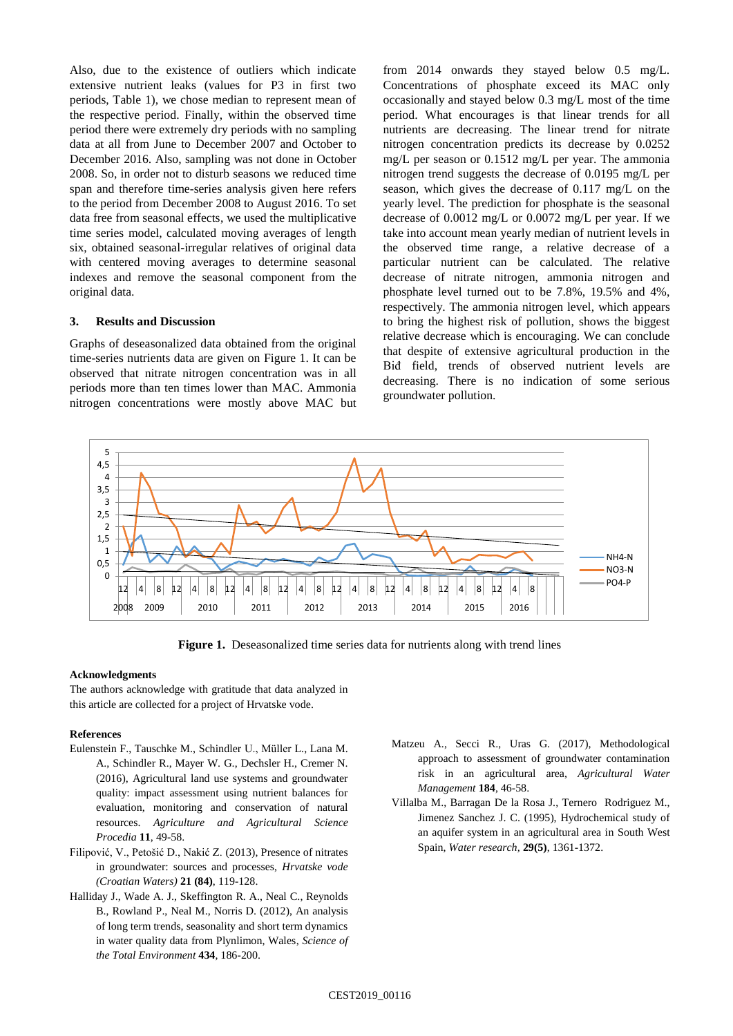Also, due to the existence of outliers which indicate extensive nutrient leaks (values for P3 in first two periods, Table 1), we chose median to represent mean of the respective period. Finally, within the observed time period there were extremely dry periods with no sampling data at all from June to December 2007 and October to December 2016. Also, sampling was not done in October 2008. So, in order not to disturb seasons we reduced time span and therefore time-series analysis given here refers to the period from December 2008 to August 2016. To set data free from seasonal effects, we used the multiplicative time series model, calculated moving averages of length six, obtained seasonal-irregular relatives of original data with centered moving averages to determine seasonal indexes and remove the seasonal component from the original data.

## 3. Results and Discussion

Graphs of deseasonalized data obtained from the original time-series nutrients data are given on Figure 1. It can be observed that nitrate nitrogen concentration was in all periods more than ten times lower than MAC. Ammonia nitrogen concentrations were mostly above MAC but from 2014 onwards they stayed below 0.5 mg/L. Concentrations of phosphate exceed its MAC only occasionally and stayed below 0.3 mg/L most of the time period. What encourages is that linear trends for all nutrients are decreasing. The linear trend for nitrate nitrogen concentration predicts its decrease by 0.0252 mg/L per season or 0.1512 mg/L per year. The ammonia nitrogen trend suggests the decrease of 0.0195 mg/L per season, which gives the decrease of 0.117 mg/L on the yearly level. The prediction for phosphate is the seasonal decrease of 0.0012 mg/L or 0.0072 mg/L per year. If we take into account mean yearly median of nutrient levels in the observed time range, a relative decrease of a particular nutrient can be calculated. The relative decrease of nitrate nitrogen, ammonia nitrogen and phosphate level turned out to be 7.8%, 19.5% and 4%, respectively. The ammonia nitrogen level, which appears to bring the highest risk of pollution, shows the biggest relative decrease which is encouraging. We can conclude that despite of extensive agricultural production in the Biđ field, trends of observed nutrient levels are decreasing. There is no indication of some serious groundwater pollution.

5
4,5
4
3,5
3
2,5
2
1,5
1
0,5
0

12 4 8 12 4 8 12 4 8 12 4 8 12 4 8 12 4 8 12 4 8 12 4 8 12 4 8

2008 2009 2010 2011 2012 2013 2014 2015 2016

NH4-N
NO3-N
PO4-P

**Figure 1.** Deseasonalized time series data for nutrients along with trend lines

### Acknowledgments

The authors acknowledge with gratitude that data analyzed in this article are collected for a project of Hrvatske vode.

### References

Eulenstein F., Tauschke M., Schindler U., Müller L., Lana M. A., Schindler R., Mayer W. G., Dechsler H., Cremer N. (2016), Agricultural land use systems and groundwater quality: impact assessment using nutrient balances for evaluation, monitoring and conservation of natural resources. *Agriculture and Agricultural Science Procedia* **11**, 49-58.

Filipović, V., Petošić D., Nakić Z. (2013), Presence of nitrates in groundwater: sources and processes, *Hrvatske vode (Croatian Waters)* **21 (84)**, 119-128.

Halliday J., Wade A. J., Skeffington R. A., Neal C., Reynolds B., Rowland P., Neal M., Norris D. (2012), An analysis of long term trends, seasonality and short term dynamics in water quality data from Plynlimon, Wales, *Science of the Total Environment* **434**, 186-200.

Matzeu A., Secci R., Uras G. (2017), Methodological approach to assessment of groundwater contamination risk in an agricultural area, *Agricultural Water Management* **184**, 46-58.

Villalba M., Barragan De la Rosa J., Ternero Rodriguez M., Jimenez Sanchez J. C. (1995), Hydrochemical study of an aquifer system in an agricultural area in South West Spain, *Water research*, **29(5)**, 1361-1372.